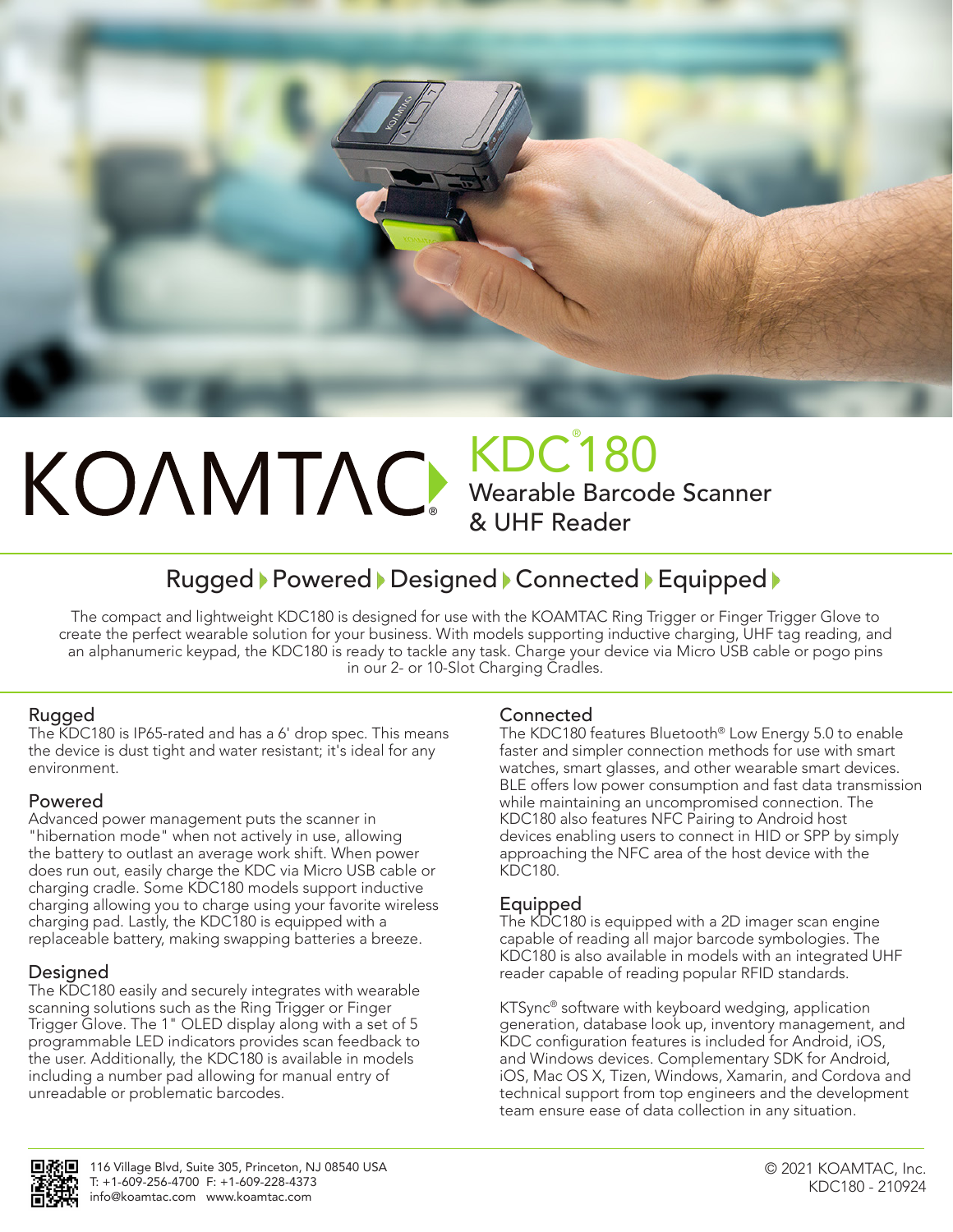# KOAMTAC®

## KDC®180

### Wearable Barcode Scanner & UHF Reader

**Rugged ▸ Powered ▸ Designed ▸ Connected ▸ Equipped ▸**

The compact and lightweight KDC180 is designed for use with the KOAMTAC Ring Trigger or Finger Trigger Glove to create the perfect wearable solution for your business. With models supporting inductive charging, UHF tag reading, and an alphanumeric keypad, the KDC180 is ready to tackle any task. Charge your device via Micro USB cable or pogo pins in our 2- or 10-Slot Charging Cradles.

### Rugged

The KDC180 is IP65-rated and has a 6' drop spec. This means the device is dust tight and water resistant; it's ideal for any environment.

### Powered

Advanced power management puts the scanner in "hibernation mode" when not actively in use, allowing the battery to outlast an average work shift. When power does run out, easily charge the KDC via Micro USB cable or charging cradle. Some KDC180 models support inductive charging allowing you to charge using your favorite wireless charging pad. Lastly, the KDC180 is equipped with a replaceable battery, making swapping batteries a breeze.

### Designed

The KDC180 easily and securely integrates with wearable scanning solutions such as the Ring Trigger or Finger Trigger Glove. The 1" OLED display along with a set of 5 programmable LED indicators provides scan feedback to the user. Additionally, the KDC180 is available in models including a number pad allowing for manual entry of unreadable or problematic barcodes.

### Connected

The KDC180 features Bluetooth® Low Energy 5.0 to enable faster and simpler connection methods for use with smart watches, smart glasses, and other wearable smart devices. BLE offers low power consumption and fast data transmission while maintaining an uncompromised connection. The KDC180 also features NFC Pairing to Android host devices enabling users to connect in HID or SPP by simply approaching the NFC area of the host device with the KDC180.

### Equipped

The KDC180 is equipped with a 2D imager scan engine capable of reading all major barcode symbologies. The KDC180 is also available in models with an integrated UHF reader capable of reading popular RFID standards.

KTSync® software with keyboard wedging, application generation, database look up, inventory management, and KDC configuration features is included for Android, iOS, and Windows devices. Complementary SDK for Android, iOS, Mac OS X, Tizen, Windows, Xamarin, and Cordova and technical support from top engineers and the development team ensure ease of data collection in any situation.

116 Village Blvd, Suite 305, Princeton, NJ 08540 USA
T: +1-609-256-4700 F: +1-609-228-4373
info@koamtac.com www.koamtac.com

© 2021 KOAMTAC, Inc.
KDC180 - 210924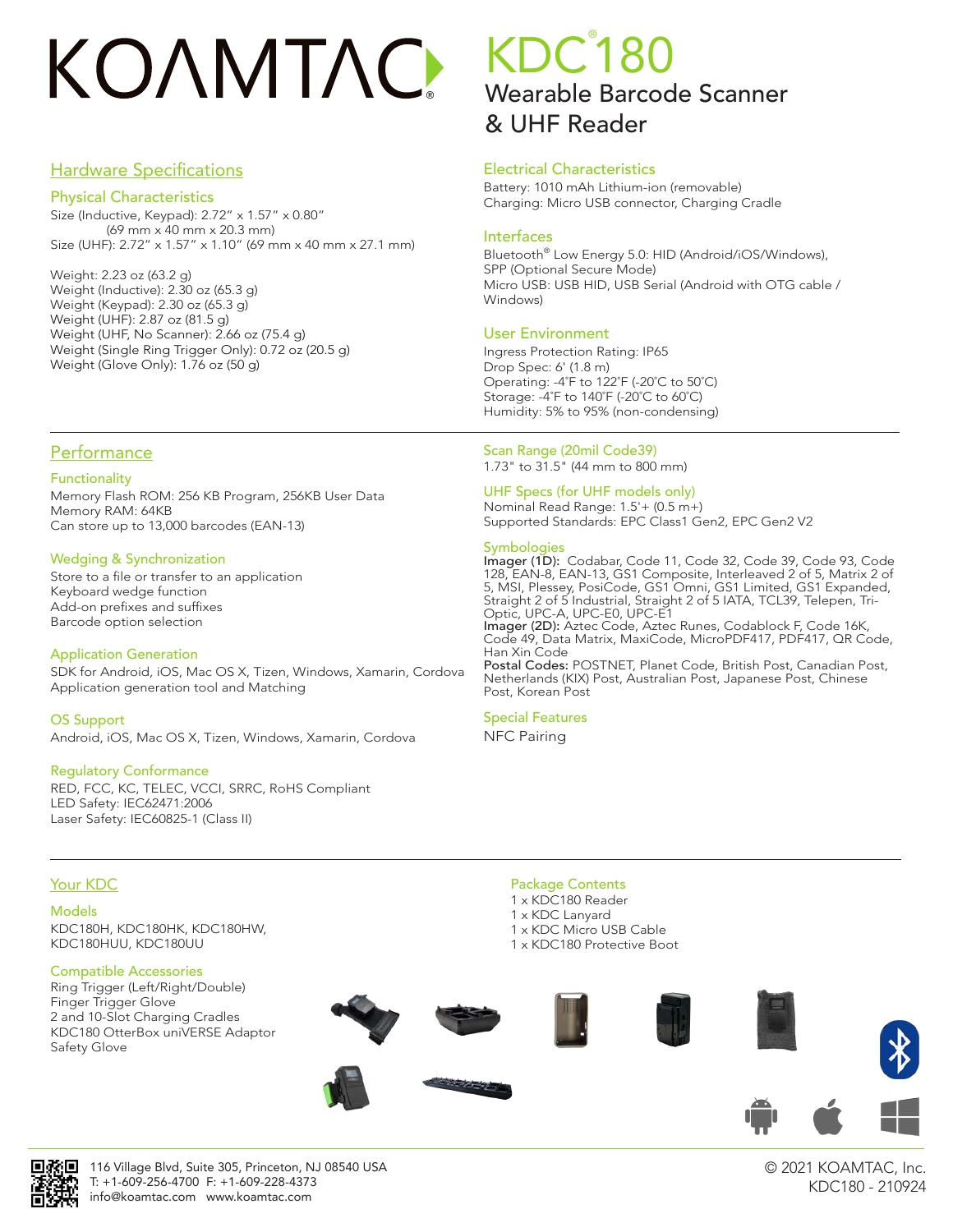# KOAMTAC

# KDC®180

## Wearable Barcode Scanner & UHF Reader

## Hardware Specifications

### Physical Characteristics

Size (Inductive, Keypad): 2.72" x 1.57" x 0.80"
(69 mm x 40 mm x 20.3 mm)
Size (UHF): 2.72" x 1.57" x 1.10" (69 mm x 40 mm x 27.1 mm)

Weight: 2.23 oz (63.2 g)
Weight (Inductive): 2.30 oz (65.3 g)
Weight (Keypad): 2.30 oz (65.3 g)
Weight (UHF): 2.87 oz (81.5 g)
Weight (UHF, No Scanner): 2.66 oz (75.4 g)
Weight (Single Ring Trigger Only): 0.72 oz (20.5 g)
Weight (Glove Only): 1.76 oz (50 g)

### Electrical Characteristics

Battery: 1010 mAh Lithium-ion (removable)
Charging: Micro USB connector, Charging Cradle

### Interfaces

Bluetooth® Low Energy 5.0: HID (Android/iOS/Windows), SPP (Optional Secure Mode)
Micro USB: USB HID, USB Serial (Android with OTG cable / Windows)

### User Environment

Ingress Protection Rating: IP65
Drop Spec: 6' (1.8 m)
Operating: -4˚F to 122˚F (-20˚C to 50˚C)
Storage: -4˚F to 140˚F (-20˚C to 60˚C)
Humidity: 5% to 95% (non-condensing)

## Performance

### Functionality

Memory Flash ROM: 256 KB Program, 256KB User Data
Memory RAM: 64KB
Can store up to 13,000 barcodes (EAN-13)

### Wedging & Synchronization

Store to a file or transfer to an application
Keyboard wedge function
Add-on prefixes and suffixes
Barcode option selection

### Application Generation

SDK for Android, iOS, Mac OS X, Tizen, Windows, Xamarin, Cordova
Application generation tool and Matching

### OS Support

Android, iOS, Mac OS X, Tizen, Windows, Xamarin, Cordova

### Regulatory Conformance

RED, FCC, KC, TELEC, VCCI, SRRC, RoHS Compliant
LED Safety: IEC62471:2006
Laser Safety: IEC60825-1 (Class II)

### Scan Range (20mil Code39)

1.73" to 31.5" (44 mm to 800 mm)

### UHF Specs (for UHF models only)

Nominal Read Range: 1.5'+ (0.5 m+)
Supported Standards: EPC Class1 Gen2, EPC Gen2 V2

### Symbologies

**Imager (1D):** Codabar, Code 11, Code 32, Code 39, Code 93, Code 128, EAN-8, EAN-13, GS1 Composite, Interleaved 2 of 5, Matrix 2 of 5, MSI, Plessey, PosiCode, GS1 Omni, GS1 Limited, GS1 Expanded, Straight 2 of 5 Industrial, Straight 2 of 5 IATA, TCL39, Telepen, Tri-Optic, UPC-A, UPC-E0, UPC-E1
**Imager (2D):** Aztec Code, Aztec Runes, Codablock F, Code 16K, Code 49, Data Matrix, MaxiCode, MicroPDF417, PDF417, QR Code, Han Xin Code
**Postal Codes:** POSTNET, Planet Code, British Post, Canadian Post, Netherlands (KIX) Post, Australian Post, Japanese Post, Chinese Post, Korean Post

### Special Features

NFC Pairing

## Your KDC

### Models

KDC180H, KDC180HK, KDC180HW, KDC180HUU, KDC180UU

### Compatible Accessories

Ring Trigger (Left/Right/Double)
Finger Trigger Glove
2 and 10-Slot Charging Cradles
KDC180 OtterBox uniVERSE Adaptor
Safety Glove

### Package Contents

1 x KDC180 Reader
1 x KDC Lanyard
1 x KDC Micro USB Cable
1 x KDC180 Protective Boot

116 Village Blvd, Suite 305, Princeton, NJ 08540 USA
T: +1-609-256-4700 F: +1-609-228-4373
info@koamtac.com www.koamtac.com

© 2021 KOAMTAC, Inc.
KDC180 - 210924